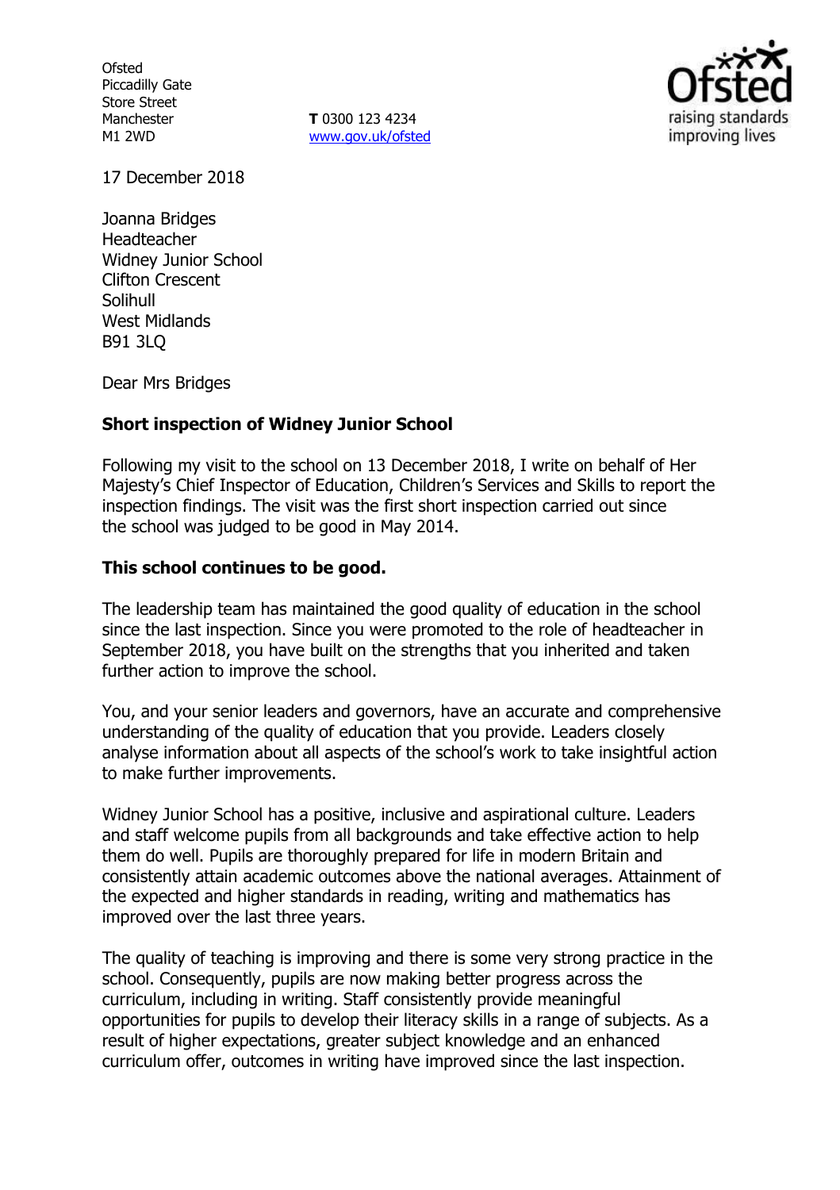Ofsted
Piccadilly Gate
Store Street
Manchester
M1 2WD

**T** 0300 123 4234
www.gov.uk/ofsted

17 December 2018

Joanna Bridges
Headteacher
Widney Junior School
Clifton Crescent
Solihull
West Midlands
B91 3LQ

Dear Mrs Bridges

**Short inspection of Widney Junior School**

Following my visit to the school on 13 December 2018, I write on behalf of Her Majesty's Chief Inspector of Education, Children's Services and Skills to report the inspection findings. The visit was the first short inspection carried out since the school was judged to be good in May 2014.

**This school continues to be good.**

The leadership team has maintained the good quality of education in the school since the last inspection. Since you were promoted to the role of headteacher in September 2018, you have built on the strengths that you inherited and taken further action to improve the school.

You, and your senior leaders and governors, have an accurate and comprehensive understanding of the quality of education that you provide. Leaders closely analyse information about all aspects of the school's work to take insightful action to make further improvements.

Widney Junior School has a positive, inclusive and aspirational culture. Leaders and staff welcome pupils from all backgrounds and take effective action to help them do well. Pupils are thoroughly prepared for life in modern Britain and consistently attain academic outcomes above the national averages. Attainment of the expected and higher standards in reading, writing and mathematics has improved over the last three years.

The quality of teaching is improving and there is some very strong practice in the school. Consequently, pupils are now making better progress across the curriculum, including in writing. Staff consistently provide meaningful opportunities for pupils to develop their literacy skills in a range of subjects. As a result of higher expectations, greater subject knowledge and an enhanced curriculum offer, outcomes in writing have improved since the last inspection.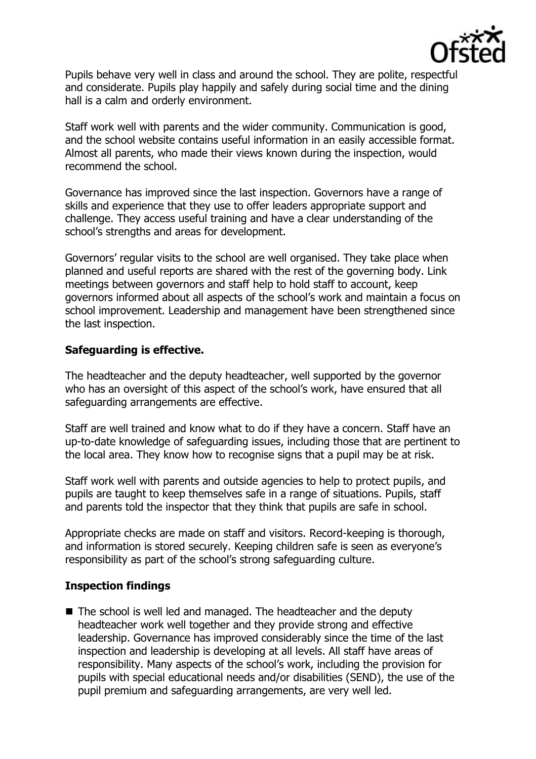Pupils behave very well in class and around the school. They are polite, respectful and considerate. Pupils play happily and safely during social time and the dining hall is a calm and orderly environment.

Staff work well with parents and the wider community. Communication is good, and the school website contains useful information in an easily accessible format. Almost all parents, who made their views known during the inspection, would recommend the school.

Governance has improved since the last inspection. Governors have a range of skills and experience that they use to offer leaders appropriate support and challenge. They access useful training and have a clear understanding of the school's strengths and areas for development.

Governors' regular visits to the school are well organised. They take place when planned and useful reports are shared with the rest of the governing body. Link meetings between governors and staff help to hold staff to account, keep governors informed about all aspects of the school's work and maintain a focus on school improvement. Leadership and management have been strengthened since the last inspection.

**Safeguarding is effective.**

The headteacher and the deputy headteacher, well supported by the governor who has an oversight of this aspect of the school's work, have ensured that all safeguarding arrangements are effective.

Staff are well trained and know what to do if they have a concern. Staff have an up-to-date knowledge of safeguarding issues, including those that are pertinent to the local area. They know how to recognise signs that a pupil may be at risk.

Staff work well with parents and outside agencies to help to protect pupils, and pupils are taught to keep themselves safe in a range of situations. Pupils, staff and parents told the inspector that they think that pupils are safe in school.

Appropriate checks are made on staff and visitors. Record-keeping is thorough, and information is stored securely. Keeping children safe is seen as everyone's responsibility as part of the school's strong safeguarding culture.

**Inspection findings**

- The school is well led and managed. The headteacher and the deputy headteacher work well together and they provide strong and effective leadership. Governance has improved considerably since the time of the last inspection and leadership is developing at all levels. All staff have areas of responsibility. Many aspects of the school's work, including the provision for pupils with special educational needs and/or disabilities (SEND), the use of the pupil premium and safeguarding arrangements, are very well led.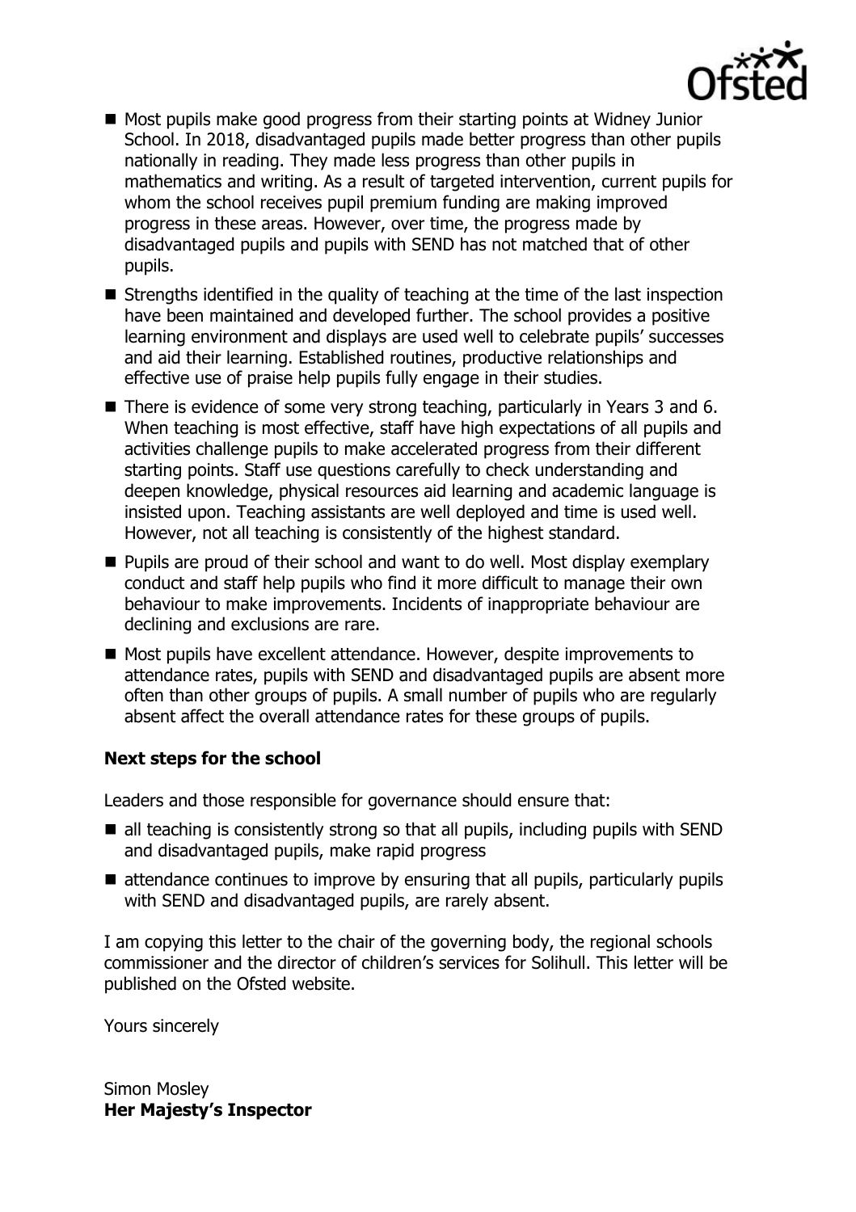- Most pupils make good progress from their starting points at Widney Junior School. In 2018, disadvantaged pupils made better progress than other pupils nationally in reading. They made less progress than other pupils in mathematics and writing. As a result of targeted intervention, current pupils for whom the school receives pupil premium funding are making improved progress in these areas. However, over time, the progress made by disadvantaged pupils and pupils with SEND has not matched that of other pupils.
- Strengths identified in the quality of teaching at the time of the last inspection have been maintained and developed further. The school provides a positive learning environment and displays are used well to celebrate pupils' successes and aid their learning. Established routines, productive relationships and effective use of praise help pupils fully engage in their studies.
- There is evidence of some very strong teaching, particularly in Years 3 and 6. When teaching is most effective, staff have high expectations of all pupils and activities challenge pupils to make accelerated progress from their different starting points. Staff use questions carefully to check understanding and deepen knowledge, physical resources aid learning and academic language is insisted upon. Teaching assistants are well deployed and time is used well. However, not all teaching is consistently of the highest standard.
- Pupils are proud of their school and want to do well. Most display exemplary conduct and staff help pupils who find it more difficult to manage their own behaviour to make improvements. Incidents of inappropriate behaviour are declining and exclusions are rare.
- Most pupils have excellent attendance. However, despite improvements to attendance rates, pupils with SEND and disadvantaged pupils are absent more often than other groups of pupils. A small number of pupils who are regularly absent affect the overall attendance rates for these groups of pupils.

### Next steps for the school

Leaders and those responsible for governance should ensure that:

- all teaching is consistently strong so that all pupils, including pupils with SEND and disadvantaged pupils, make rapid progress
- attendance continues to improve by ensuring that all pupils, particularly pupils with SEND and disadvantaged pupils, are rarely absent.

I am copying this letter to the chair of the governing body, the regional schools commissioner and the director of children's services for Solihull. This letter will be published on the Ofsted website.

Yours sincerely

Simon Mosley
**Her Majesty's Inspector**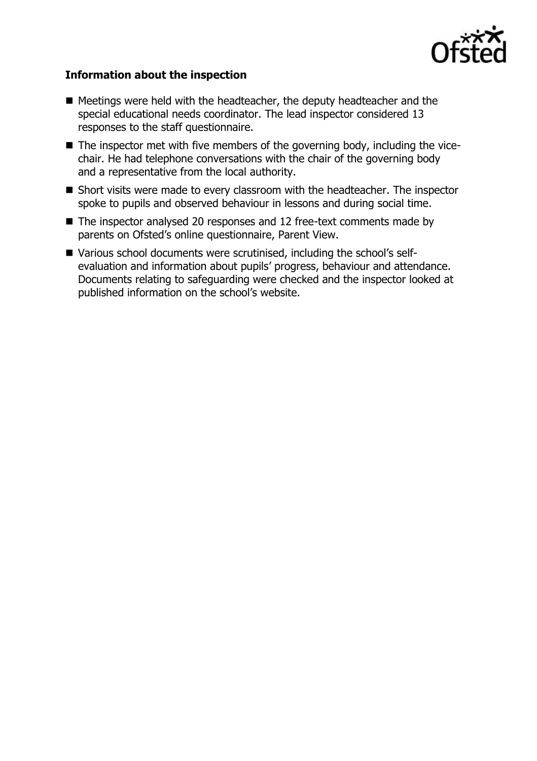**Information about the inspection**

- Meetings were held with the headteacher, the deputy headteacher and the special educational needs coordinator. The lead inspector considered 13 responses to the staff questionnaire.
- The inspector met with five members of the governing body, including the vice-chair. He had telephone conversations with the chair of the governing body and a representative from the local authority.
- Short visits were made to every classroom with the headteacher. The inspector spoke to pupils and observed behaviour in lessons and during social time.
- The inspector analysed 20 responses and 12 free-text comments made by parents on Ofsted's online questionnaire, Parent View.
- Various school documents were scrutinised, including the school's self-evaluation and information about pupils' progress, behaviour and attendance. Documents relating to safeguarding were checked and the inspector looked at published information on the school's website.